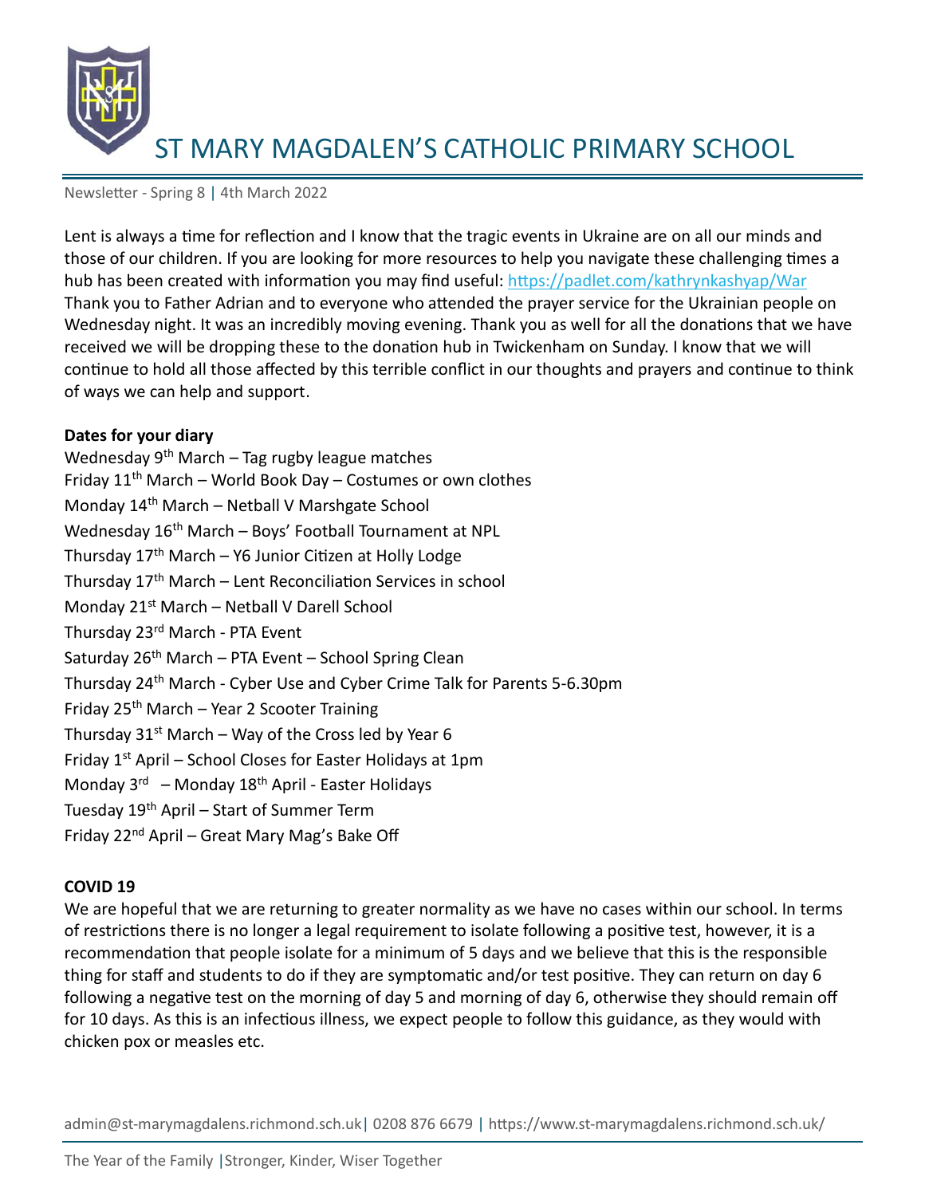# ST MARY MAGDALEN'S CATHOLIC PRIMARY SCHOOL

Newsletter - Spring 8 | 4th March 2022

Lent is always a time for reflection and I know that the tragic events in Ukraine are on all our minds and those of our children. If you are looking for more resources to help you navigate these challenging times a hub has been created with information you may find useful: https://padlet.com/kathrynkashyap/War Thank you to Father Adrian and to everyone who attended the prayer service for the Ukrainian people on Wednesday night. It was an incredibly moving evening. Thank you as well for all the donations that we have received we will be dropping these to the donation hub in Twickenham on Sunday. I know that we will continue to hold all those affected by this terrible conflict in our thoughts and prayers and continue to think of ways we can help and support.

**Dates for your diary**

Wednesday 9th March – Tag rugby league matches
Friday 11th March – World Book Day – Costumes or own clothes
Monday 14th March – Netball V Marshgate School
Wednesday 16th March – Boys' Football Tournament at NPL
Thursday 17th March – Y6 Junior Citizen at Holly Lodge
Thursday 17th March – Lent Reconciliation Services in school
Monday 21st March – Netball V Darell School
Thursday 23rd March - PTA Event
Saturday 26th March – PTA Event – School Spring Clean
Thursday 24th March - Cyber Use and Cyber Crime Talk for Parents 5-6.30pm
Friday 25th March – Year 2 Scooter Training
Thursday 31st March – Way of the Cross led by Year 6
Friday 1st April – School Closes for Easter Holidays at 1pm
Monday 3rd – Monday 18th April - Easter Holidays
Tuesday 19th April – Start of Summer Term
Friday 22nd April – Great Mary Mag's Bake Off

**COVID 19**

We are hopeful that we are returning to greater normality as we have no cases within our school. In terms of restrictions there is no longer a legal requirement to isolate following a positive test, however, it is a recommendation that people isolate for a minimum of 5 days and we believe that this is the responsible thing for staff and students to do if they are symptomatic and/or test positive. They can return on day 6 following a negative test on the morning of day 5 and morning of day 6, otherwise they should remain off for 10 days. As this is an infectious illness, we expect people to follow this guidance, as they would with chicken pox or measles etc.

admin@st-marymagdalens.richmond.sch.uk | 0208 876 6679 | https://www.st-marymagdalens.richmond.sch.uk/

The Year of the Family | Stronger, Kinder, Wiser Together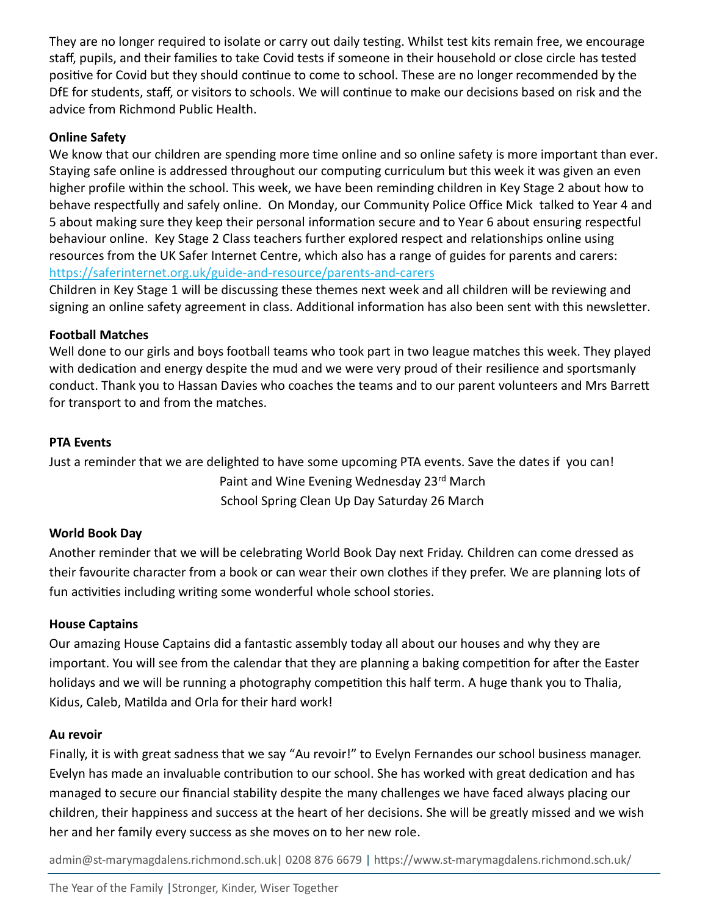They are no longer required to isolate or carry out daily testing. Whilst test kits remain free, we encourage staff, pupils, and their families to take Covid tests if someone in their household or close circle has tested positive for Covid but they should continue to come to school. These are no longer recommended by the DfE for students, staff, or visitors to schools. We will continue to make our decisions based on risk and the advice from Richmond Public Health.

**Online Safety**

We know that our children are spending more time online and so online safety is more important than ever. Staying safe online is addressed throughout our computing curriculum but this week it was given an even higher profile within the school. This week, we have been reminding children in Key Stage 2 about how to behave respectfully and safely online. On Monday, our Community Police Office Mick talked to Year 4 and 5 about making sure they keep their personal information secure and to Year 6 about ensuring respectful behaviour online. Key Stage 2 Class teachers further explored respect and relationships online using resources from the UK Safer Internet Centre, which also has a range of guides for parents and carers: https://saferinternet.org.uk/guide-and-resource/parents-and-carers

Children in Key Stage 1 will be discussing these themes next week and all children will be reviewing and signing an online safety agreement in class. Additional information has also been sent with this newsletter.

**Football Matches**

Well done to our girls and boys football teams who took part in two league matches this week. They played with dedication and energy despite the mud and we were very proud of their resilience and sportsmanly conduct. Thank you to Hassan Davies who coaches the teams and to our parent volunteers and Mrs Barrett for transport to and from the matches.

**PTA Events**

Just a reminder that we are delighted to have some upcoming PTA events. Save the dates if you can!

Paint and Wine Evening Wednesday 23rd March

School Spring Clean Up Day Saturday 26 March

**World Book Day**

Another reminder that we will be celebrating World Book Day next Friday. Children can come dressed as their favourite character from a book or can wear their own clothes if they prefer. We are planning lots of fun activities including writing some wonderful whole school stories.

**House Captains**

Our amazing House Captains did a fantastic assembly today all about our houses and why they are important. You will see from the calendar that they are planning a baking competition for after the Easter holidays and we will be running a photography competition this half term. A huge thank you to Thalia, Kidus, Caleb, Matilda and Orla for their hard work!

**Au revoir**

Finally, it is with great sadness that we say "Au revoir!" to Evelyn Fernandes our school business manager. Evelyn has made an invaluable contribution to our school. She has worked with great dedication and has managed to secure our financial stability despite the many challenges we have faced always placing our children, their happiness and success at the heart of her decisions. She will be greatly missed and we wish her and her family every success as she moves on to her new role.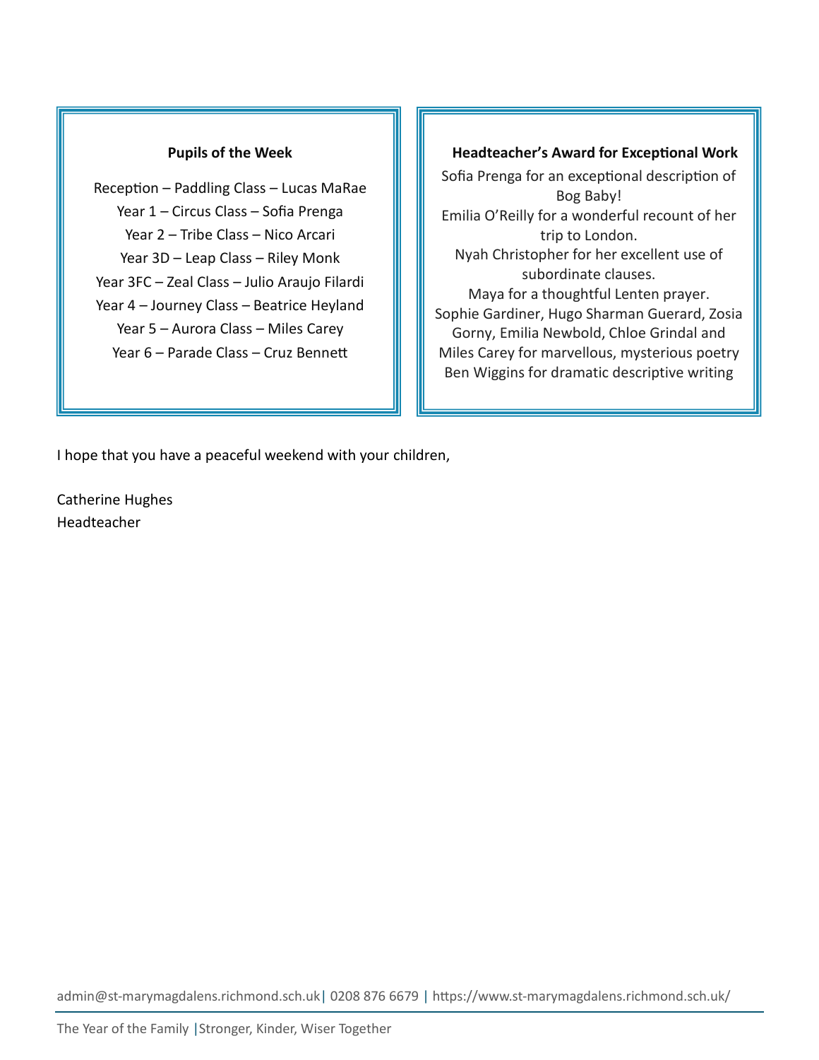**Pupils of the Week**

Reception – Paddling Class – Lucas MaRae
Year 1 – Circus Class – Sofia Prenga
Year 2 – Tribe Class – Nico Arcari
Year 3D – Leap Class – Riley Monk
Year 3FC – Zeal Class – Julio Araujo Filardi
Year 4 – Journey Class – Beatrice Heyland
Year 5 – Aurora Class – Miles Carey
Year 6 – Parade Class – Cruz Bennett

**Headteacher's Award for Exceptional Work**

Sofia Prenga for an exceptional description of Bog Baby!
Emilia O'Reilly for a wonderful recount of her trip to London.
Nyah Christopher for her excellent use of subordinate clauses.
Maya for a thoughtful Lenten prayer.
Sophie Gardiner, Hugo Sharman Guerard, Zosia Gorny, Emilia Newbold, Chloe Grindal and Miles Carey for marvellous, mysterious poetry
Ben Wiggins for dramatic descriptive writing

I hope that you have a peaceful weekend with your children,

Catherine Hughes
Headteacher